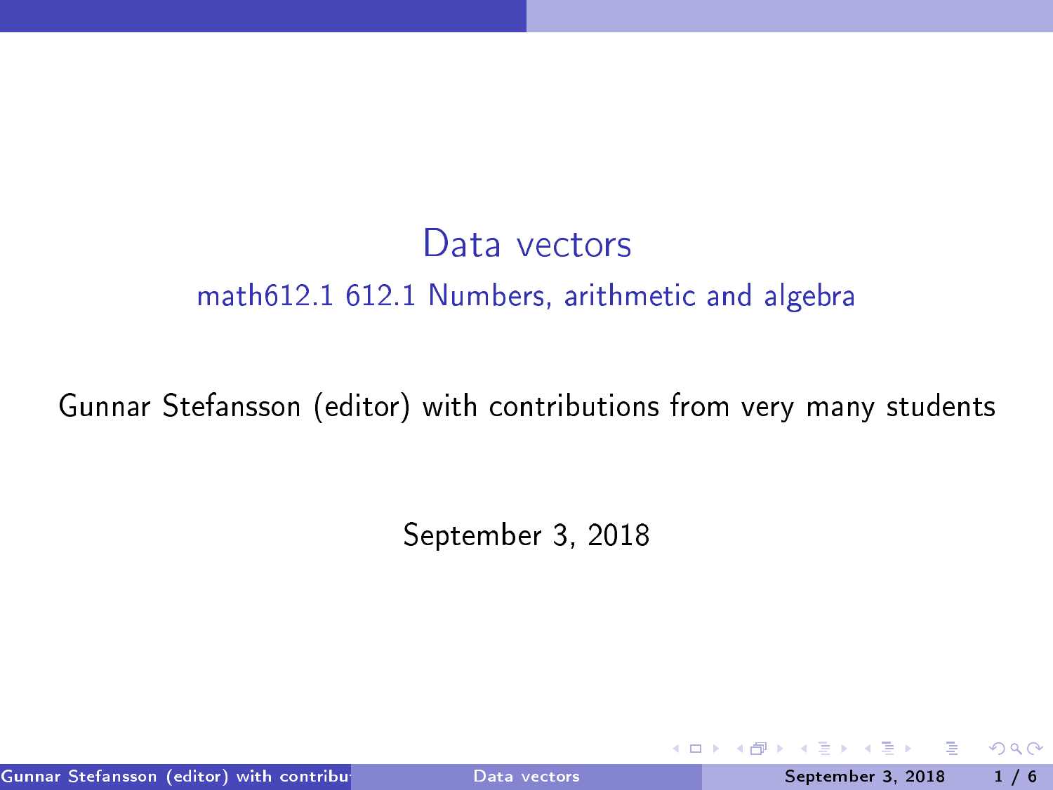# Data vectors

## math612.1 612.1 Numbers, arithmetic and algebra

Gunnar Stefansson (editor) with contributions from very many students

September 3, 2018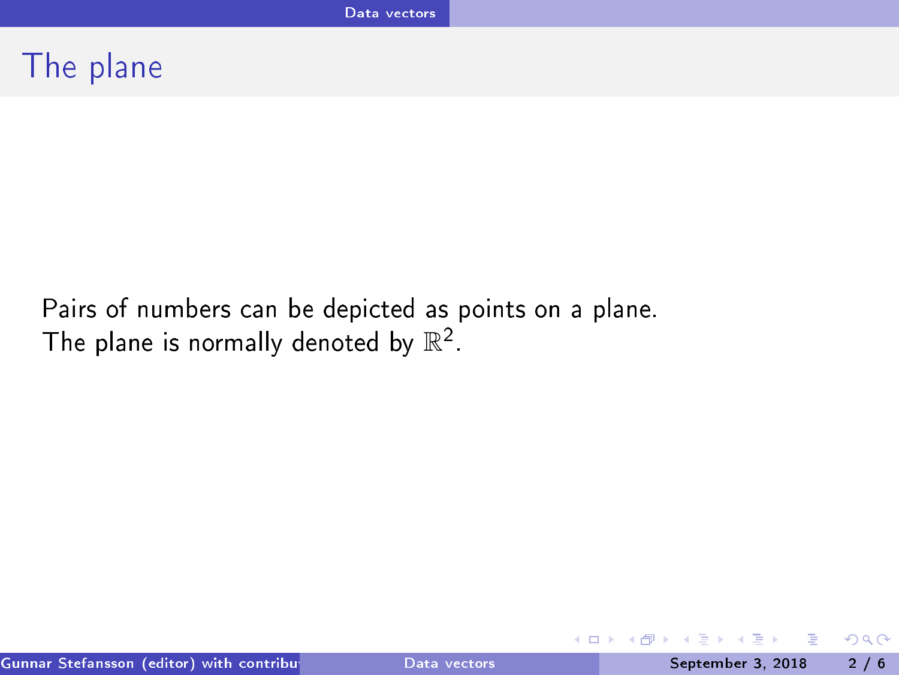# The plane

Pairs of numbers can be depicted as points on a plane.
The plane is normally denoted by $\mathbb{R}^2$.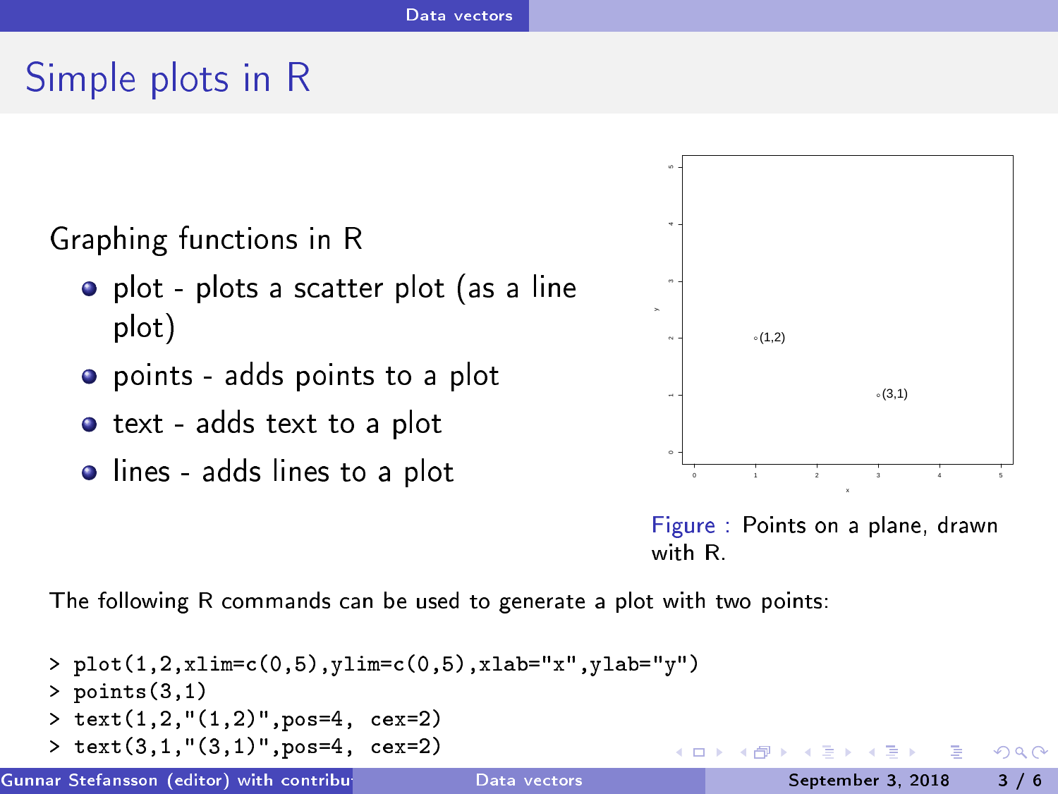# Simple plots in R

Graphing functions in R

- plot - plots a scatter plot (as a line plot)
- points - adds points to a plot
- text - adds text to a plot
- lines - adds lines to a plot

Figure : Points on a plane, drawn with R.

The following R commands can be used to generate a plot with two points:

```
> plot(1,2,xlim=c(0,5),ylim=c(0,5),xlab="x",ylab="y")
> points(3,1)
> text(1,2,"(1,2)",pos=4, cex=2)
> text(3,1,"(3,1)",pos=4, cex=2)
```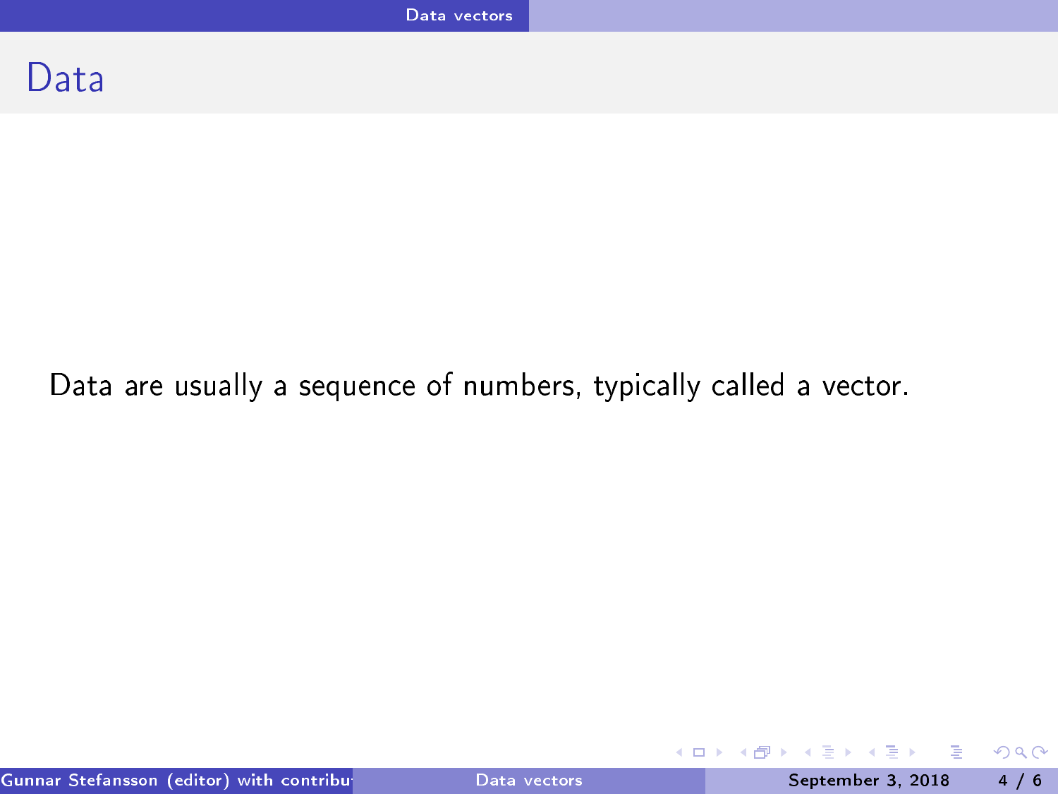# Data

Data are usually a sequence of numbers, typically called a vector.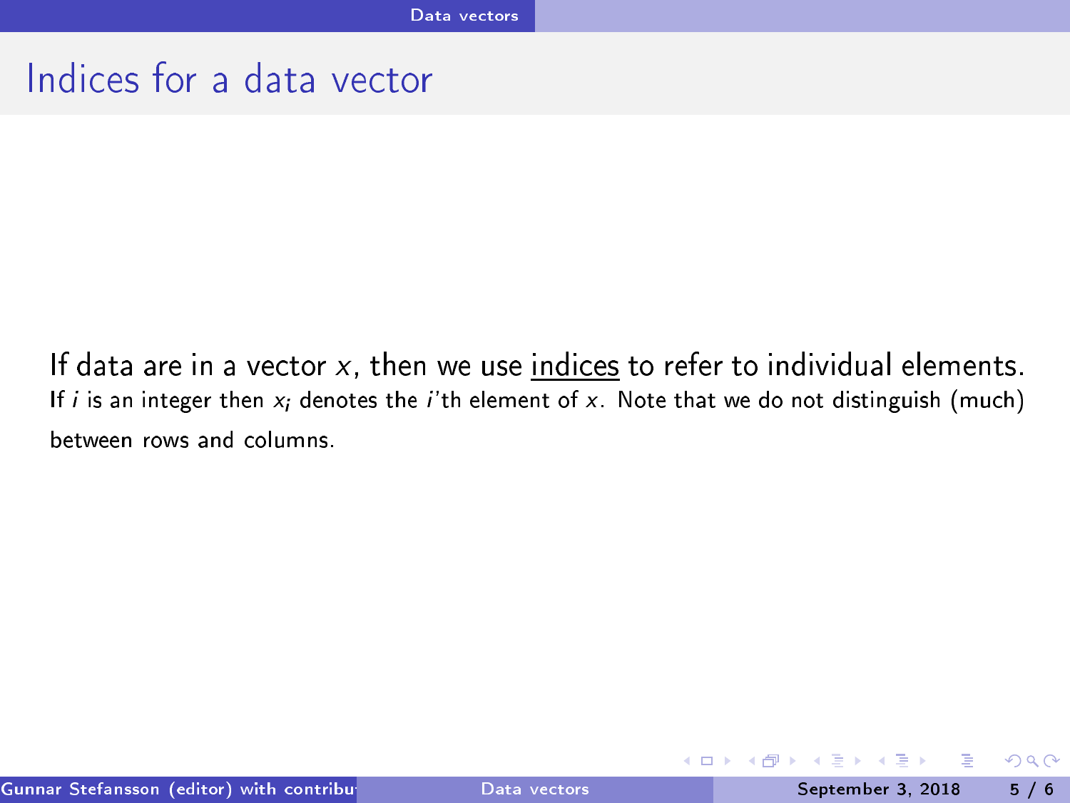# Indices for a data vector

If data are in a vector $x$, then we use <u>indices</u> to refer to individual elements.

If $i$ is an integer then $x_i$ denotes the $i$'th element of $x$. Note that we do not distinguish (much) between rows and columns.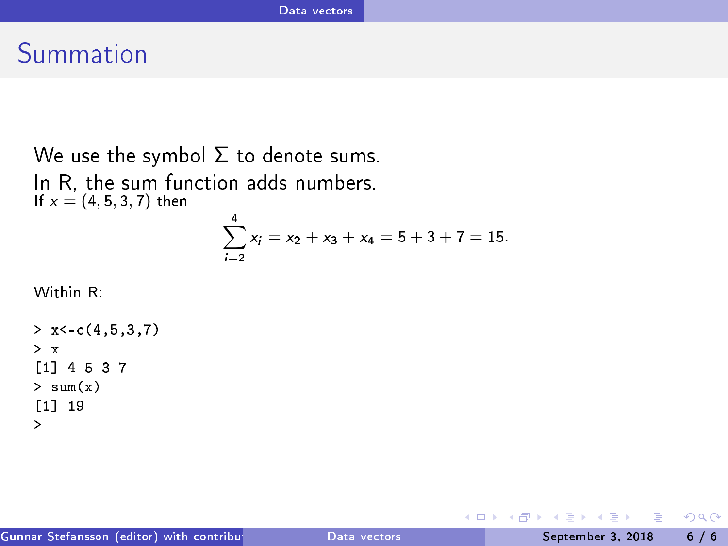# Summation

We use the symbol $\Sigma$ to denote sums.

In R, the sum function adds numbers.

If $x = (4, 5, 3, 7)$ then

$$\sum_{i=2}^{4} x_i = x_2 + x_3 + x_4 = 5 + 3 + 7 = 15.$$

Within R:

```
> x<-c(4,5,3,7)
> x
[1] 4 5 3 7
> sum(x)
[1] 19
>
```